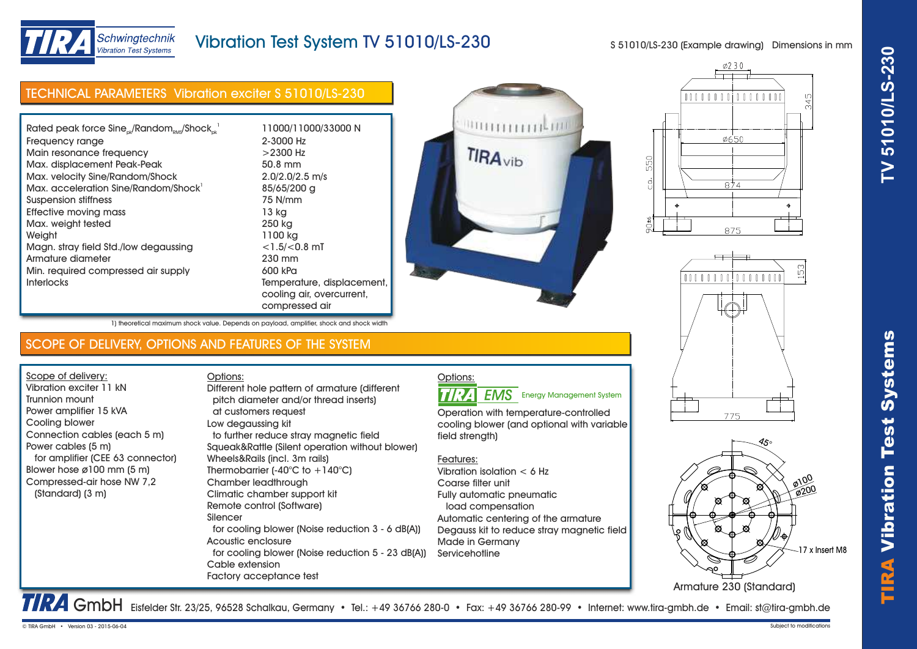# Vibration Test System TV 51010/LS-230

S 51010/LS-230 (Example drawing) Dimensions in mm

## TECHNICAL PARAMETERS Vibration exciter S 51010/LS-230

| Parameter | Value |
|---|---|
| Rated peak force Sine$_{pk}$/Random$_{RMS}$/Shock$_{pk}$ [1] | 11000/11000/33000 N |
| Frequency range | 2-3000 Hz |
| Main resonance frequency | >2300 Hz |
| Max. displacement Peak-Peak | 50.8 mm |
| Max. velocity Sine/Random/Shock | 2.0/2.0/2.5 m/s |
| Max. acceleration Sine/Random/Shock[1] | 85/65/200 g |
| Suspension stiffness | 75 N/mm |
| Effective moving mass | 13 kg |
| Max. weight tested | 250 kg |
| Weight | 1100 kg |
| Magn. stray field Std./low degaussing | <1.5/<0.8 mT |
| Armature diameter | 230 mm |
| Min. required compressed air supply | 600 kPa |
| Interlocks | Temperature, displacement, cooling air, overcurrent, compressed air |

1) theoretical maximum shock value. Depends on payload, amplifier, shock and shock width

## SCOPE OF DELIVERY, OPTIONS AND FEATURES OF THE SYSTEM

**Scope of delivery:**

- Vibration exciter 11 kN
- Trunnion mount
- Power amplifier 15 kVA
- Cooling blower
- Connection cables (each 5 m)
- Power cables (5 m) for amplifier (CEE 63 connector)
- Blower hose ø100 mm (5 m)
- Compressed-air hose NW 7,2 (Standard) (3 m)

**Options:**

- Different hole pattern of armature (different pitch diameter and/or thread inserts) at customers request
- Low degaussing kit to further reduce stray magnetic field
- Squeak&Rattle (Silent operation without blower)
- Wheels&Rails (incl. 3m rails)
- Thermobarrier (-40°C to +140°C)
- Chamber leadthrough
- Climatic chamber support kit
- Remote control (Software)
- Silencer for cooling blower (Noise reduction 3 - 6 dB(A))
- Acoustic enclosure for cooling blower (Noise reduction 5 - 23 dB(A))
- Cable extension
- Factory acceptance test

**Options:**

TIRA EMS Energy Management System

Operation with temperature-controlled cooling blower (and optional with variable field strength)

**Features:**

- Vibration isolation < 6 Hz
- Coarse filter unit
- Fully automatic pneumatic load compensation
- Automatic centering of the armature
- Degauss kit to reduce stray magnetic field
- Made in Germany
- Servicehotline

Armature 230 (Standard)

17 x Insert M8

**TIRA GmbH** Eisfelder Str. 23/25, 96528 Schalkau, Germany • Tel.: +49 36766 280-0 • Fax: +49 36766 280-99 • Internet: www.tira-gmbh.de • Email: st@tira-gmbh.de

© TIRA GmbH • Version 03 - 2015-06-04

Subject to modifications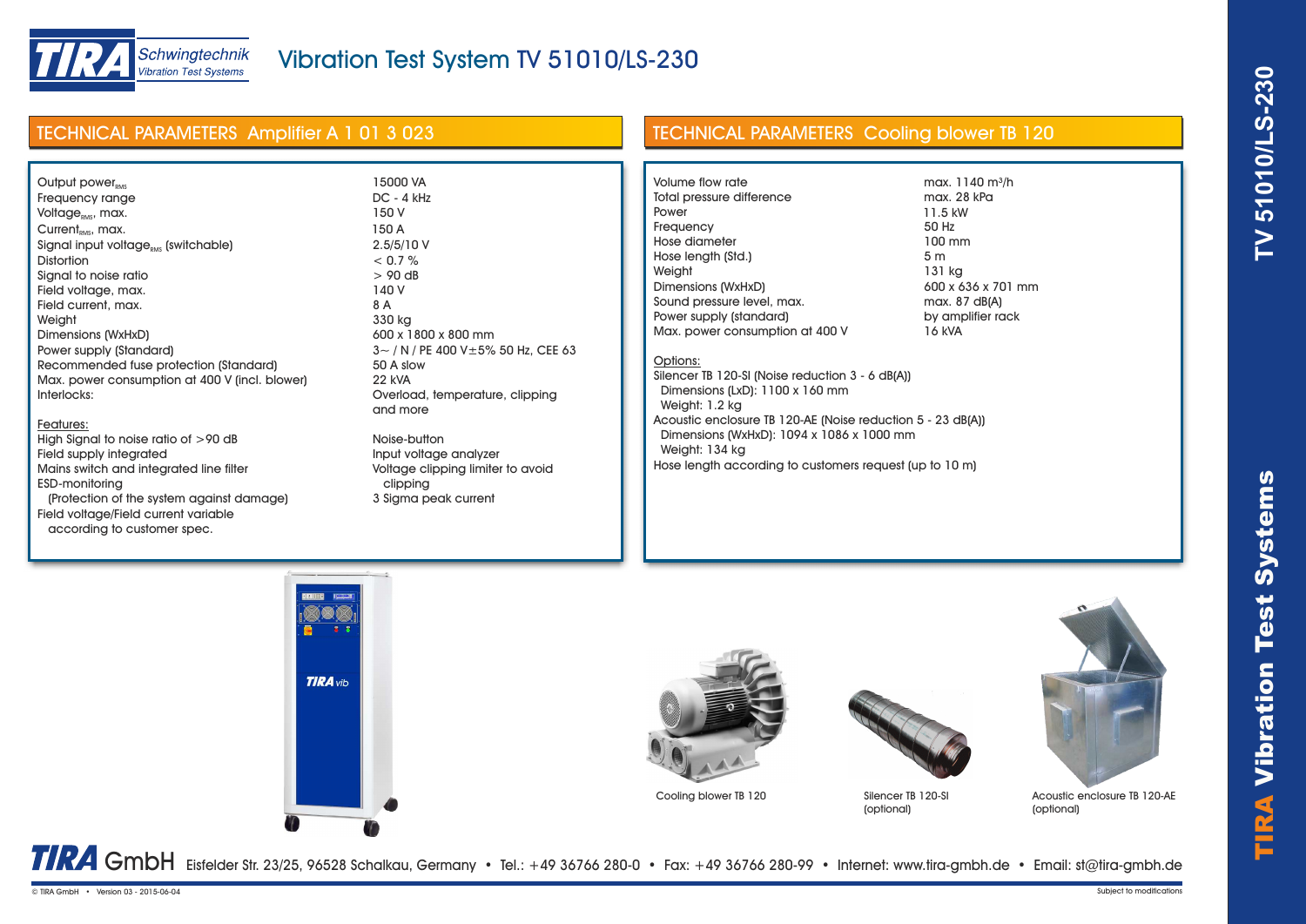# Vibration Test System TV 51010/LS-230

## TECHNICAL PARAMETERS Amplifier A 1 01 3 023

| | |
|---|---|
| Output power$_{RMS}$ | 15000 VA |
| Frequency range | DC - 4 kHz |
| Voltage$_{RMS}$, max. | 150 V |
| Current$_{RMS}$, max. | 150 A |
| Signal input voltage$_{RMS}$ (switchable) | 2.5/5/10 V |
| Distortion | < 0.7 % |
| Signal to noise ratio | > 90 dB |
| Field voltage, max. | 140 V |
| Field current, max. | 8 A |
| Weight | 330 kg |
| Dimensions (WxHxD) | 600 x 1800 x 800 mm |
| Power supply (Standard) | 3~ / N / PE 400 V±5% 50 Hz, CEE 63 |
| Recommended fuse protection (Standard) | 50 A slow |
| Max. power consumption at 400 V (incl. blower) | 22 kVA |
| Interlocks: | Overload, temperature, clipping and more |

Features:

- High Signal to noise ratio of >90 dB
- Field supply integrated
- Mains switch and integrated line filter
- ESD-monitoring (Protection of the system against damage)
- Field voltage/Field current variable according to customer spec.
- Noise-button
- Input voltage analyzer
- Voltage clipping limiter to avoid clipping
- 3 Sigma peak current

## TECHNICAL PARAMETERS Cooling blower TB 120

| | |
|---|---|
| Volume flow rate | max. 1140 m³/h |
| Total pressure difference | max. 28 kPa |
| Power | 11.5 kW |
| Frequency | 50 Hz |
| Hose diameter | 100 mm |
| Hose length (Std.) | 5 m |
| Weight | 131 kg |
| Dimensions (WxHxD) | 600 x 636 x 701 mm |
| Sound pressure level, max. | max. 87 dB(A) |
| Power supply (standard) | by amplifier rack |
| Max. power consumption at 400 V | 16 kVA |

Options:

Silencer TB 120-SI (Noise reduction 3 - 6 dB(A))
 Dimensions (LxD): 1100 x 160 mm
 Weight: 1.2 kg

Acoustic enclosure TB 120-AE (Noise reduction 5 - 23 dB(A))
 Dimensions (WxHxD): 1094 x 1086 x 1000 mm
 Weight: 134 kg

Hose length according to customers request (up to 10 m)

Cooling blower TB 120

Silencer TB 120-SI (optional)

Acoustic enclosure TB 120-AE (optional)

TIRA GmbH Eisfelder Str. 23/25, 96528 Schalkau, Germany • Tel.: +49 36766 280-0 • Fax: +49 36766 280-99 • Internet: www.tira-gmbh.de • Email: st@tira-gmbh.de

© TIRA GmbH • Version 03 - 2015-06-04

Subject to modifications